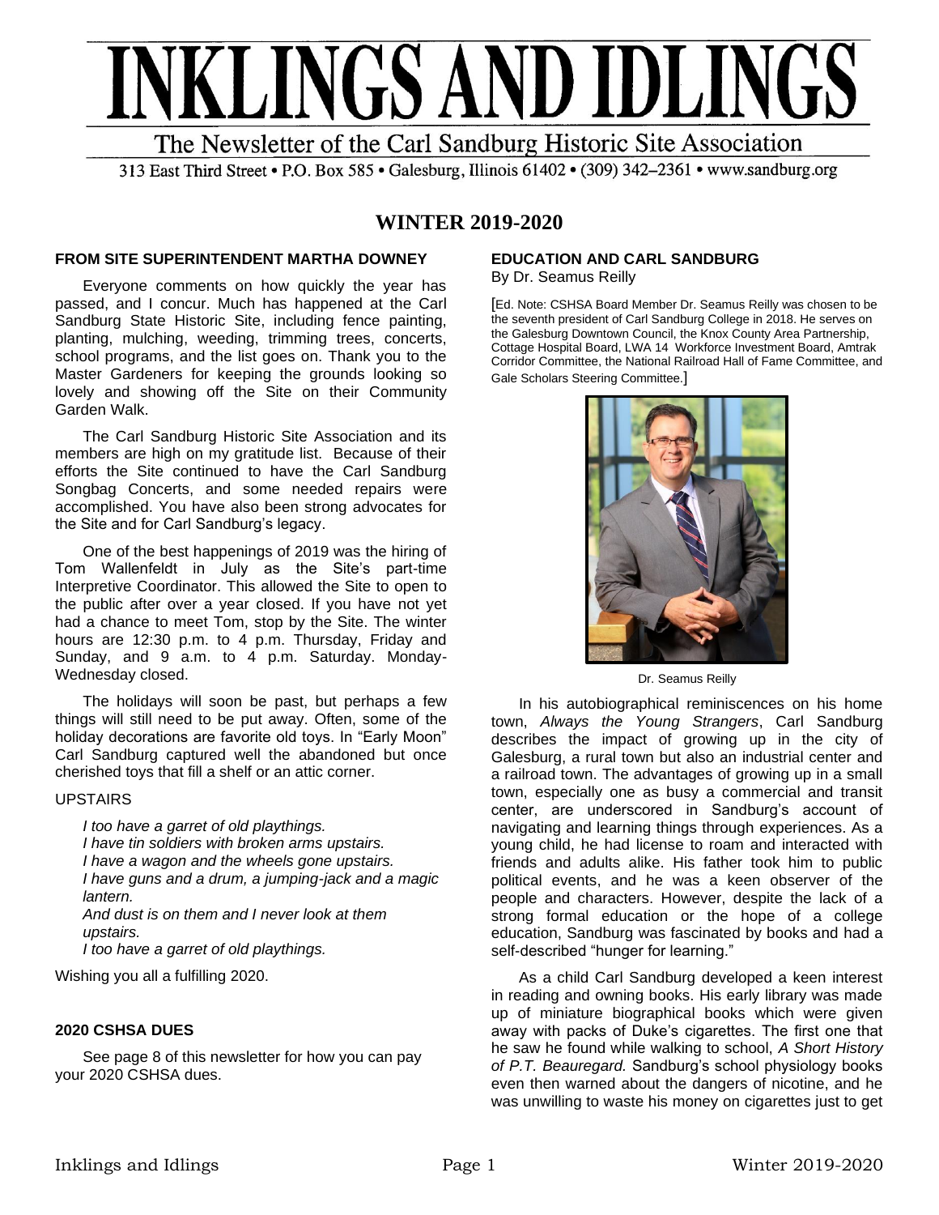# INKLINGS AND IDLINGS

The Newsletter of the Carl Sandburg Historic Site Association

313 East Third Street • P.O. Box 585 • Galesburg, Illinois 61402 • (309) 342–2361 • www.sandburg.org

## WINTER 2019-2020

### FROM SITE SUPERINTENDENT MARTHA DOWNEY

Everyone comments on how quickly the year has passed, and I concur. Much has happened at the Carl Sandburg State Historic Site, including fence painting, planting, mulching, weeding, trimming trees, concerts, school programs, and the list goes on. Thank you to the Master Gardeners for keeping the grounds looking so lovely and showing off the Site on their Community Garden Walk.

The Carl Sandburg Historic Site Association and its members are high on my gratitude list. Because of their efforts the Site continued to have the Carl Sandburg Songbag Concerts, and some needed repairs were accomplished. You have also been strong advocates for the Site and for Carl Sandburg's legacy.

One of the best happenings of 2019 was the hiring of Tom Wallenfeldt in July as the Site's part-time Interpretive Coordinator. This allowed the Site to open to the public after over a year closed. If you have not yet had a chance to meet Tom, stop by the Site. The winter hours are 12:30 p.m. to 4 p.m. Thursday, Friday and Sunday, and 9 a.m. to 4 p.m. Saturday. Monday-Wednesday closed.

The holidays will soon be past, but perhaps a few things will still need to be put away. Often, some of the holiday decorations are favorite old toys. In "Early Moon" Carl Sandburg captured well the abandoned but once cherished toys that fill a shelf or an attic corner.

UPSTAIRS

*I too have a garret of old playthings.*
*I have tin soldiers with broken arms upstairs.*
*I have a wagon and the wheels gone upstairs.*
*I have guns and a drum, a jumping-jack and a magic lantern.*
*And dust is on them and I never look at them upstairs.*
*I too have a garret of old playthings.*

Wishing you all a fulfilling 2020.

### 2020 CSHSA DUES

See page 8 of this newsletter for how you can pay your 2020 CSHSA dues.

### EDUCATION AND CARL SANDBURG

By Dr. Seamus Reilly

[Ed. Note: CSHSA Board Member Dr. Seamus Reilly was chosen to be the seventh president of Carl Sandburg College in 2018. He serves on the Galesburg Downtown Council, the Knox County Area Partnership, Cottage Hospital Board, LWA 14 Workforce Investment Board, Amtrak Corridor Committee, the National Railroad Hall of Fame Committee, and Gale Scholars Steering Committee.]

Dr. Seamus Reilly

In his autobiographical reminiscences on his home town, *Always the Young Strangers*, Carl Sandburg describes the impact of growing up in the city of Galesburg, a rural town but also an industrial center and a railroad town. The advantages of growing up in a small town, especially one as busy a commercial and transit center, are underscored in Sandburg's account of navigating and learning things through experiences. As a young child, he had license to roam and interacted with friends and adults alike. His father took him to public political events, and he was a keen observer of the people and characters. However, despite the lack of a strong formal education or the hope of a college education, Sandburg was fascinated by books and had a self-described "hunger for learning."

As a child Carl Sandburg developed a keen interest in reading and owning books. His early library was made up of miniature biographical books which were given away with packs of Duke's cigarettes. The first one that he saw he found while walking to school, *A Short History of P.T. Beauregard.* Sandburg's school physiology books even then warned about the dangers of nicotine, and he was unwilling to waste his money on cigarettes just to get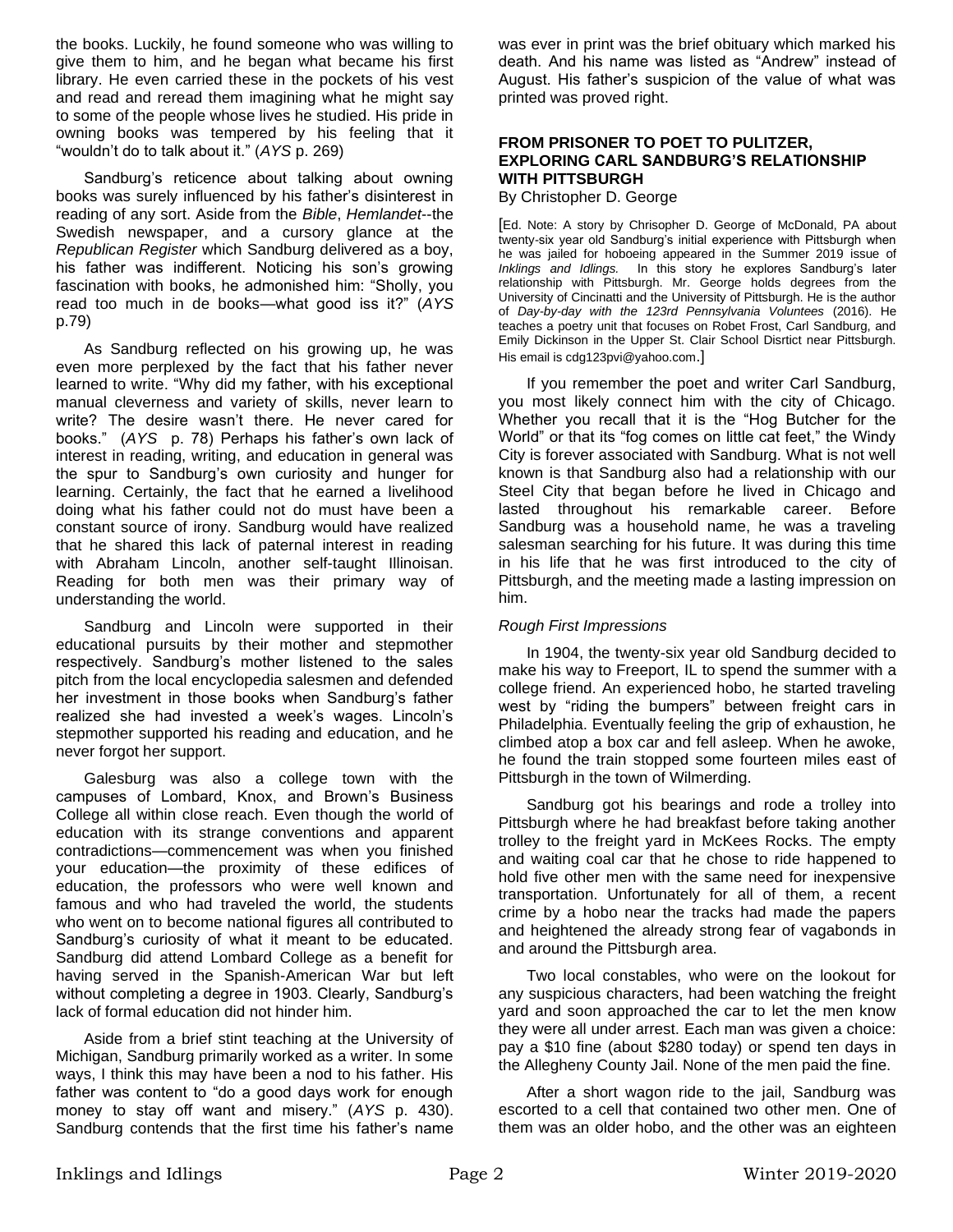the books. Luckily, he found someone who was willing to give them to him, and he began what became his first library. He even carried these in the pockets of his vest and read and reread them imagining what he might say to some of the people whose lives he studied. His pride in owning books was tempered by his feeling that it "wouldn't do to talk about it." (*AYS* p. 269)

Sandburg's reticence about talking about owning books was surely influenced by his father's disinterest in reading of any sort. Aside from the *Bible*, *Hemlandet*--the Swedish newspaper, and a cursory glance at the *Republican Register* which Sandburg delivered as a boy, his father was indifferent. Noticing his son's growing fascination with books, he admonished him: "Sholly, you read too much in de books—what good iss it?" (*AYS* p.79)

As Sandburg reflected on his growing up, he was even more perplexed by the fact that his father never learned to write. "Why did my father, with his exceptional manual cleverness and variety of skills, never learn to write? The desire wasn't there. He never cared for books." (*AYS* p. 78) Perhaps his father's own lack of interest in reading, writing, and education in general was the spur to Sandburg's own curiosity and hunger for learning. Certainly, the fact that he earned a livelihood doing what his father could not do must have been a constant source of irony. Sandburg would have realized that he shared this lack of paternal interest in reading with Abraham Lincoln, another self-taught Illinoisan. Reading for both men was their primary way of understanding the world.

Sandburg and Lincoln were supported in their educational pursuits by their mother and stepmother respectively. Sandburg's mother listened to the sales pitch from the local encyclopedia salesmen and defended her investment in those books when Sandburg's father realized she had invested a week's wages. Lincoln's stepmother supported his reading and education, and he never forgot her support.

Galesburg was also a college town with the campuses of Lombard, Knox, and Brown's Business College all within close reach. Even though the world of education with its strange conventions and apparent contradictions—commencement was when you finished your education—the proximity of these edifices of education, the professors who were well known and famous and who had traveled the world, the students who went on to become national figures all contributed to Sandburg's curiosity of what it meant to be educated. Sandburg did attend Lombard College as a benefit for having served in the Spanish-American War but left without completing a degree in 1903. Clearly, Sandburg's lack of formal education did not hinder him.

Aside from a brief stint teaching at the University of Michigan, Sandburg primarily worked as a writer. In some ways, I think this may have been a nod to his father. His father was content to "do a good days work for enough money to stay off want and misery." (*AYS* p. 430). Sandburg contends that the first time his father's name was ever in print was the brief obituary which marked his death. And his name was listed as "Andrew" instead of August. His father's suspicion of the value of what was printed was proved right.

## FROM PRISONER TO POET TO PULITZER, EXPLORING CARL SANDBURG'S RELATIONSHIP WITH PITTSBURGH

By Christopher D. George

[Ed. Note: A story by Chrisopher D. George of McDonald, PA about twenty-six year old Sandburg's initial experience with Pittsburgh when he was jailed for hoboeing appeared in the Summer 2019 issue of *Inklings and Idlings.* In this story he explores Sandburg's later relationship with Pittsburgh. Mr. George holds degrees from the University of Cincinatti and the University of Pittsburgh. He is the author of *Day-by-day with the 123rd Pennsylvania Voluntees* (2016). He teaches a poetry unit that focuses on Robet Frost, Carl Sandburg, and Emily Dickinson in the Upper St. Clair School Disrtict near Pittsburgh. His email is cdg123pvi@yahoo.com.]

If you remember the poet and writer Carl Sandburg, you most likely connect him with the city of Chicago. Whether you recall that it is the "Hog Butcher for the World" or that its "fog comes on little cat feet," the Windy City is forever associated with Sandburg. What is not well known is that Sandburg also had a relationship with our Steel City that began before he lived in Chicago and lasted throughout his remarkable career. Before Sandburg was a household name, he was a traveling salesman searching for his future. It was during this time in his life that he was first introduced to the city of Pittsburgh, and the meeting made a lasting impression on him.

### *Rough First Impressions*

In 1904, the twenty-six year old Sandburg decided to make his way to Freeport, IL to spend the summer with a college friend. An experienced hobo, he started traveling west by "riding the bumpers" between freight cars in Philadelphia. Eventually feeling the grip of exhaustion, he climbed atop a box car and fell asleep. When he awoke, he found the train stopped some fourteen miles east of Pittsburgh in the town of Wilmerding.

Sandburg got his bearings and rode a trolley into Pittsburgh where he had breakfast before taking another trolley to the freight yard in McKees Rocks. The empty and waiting coal car that he chose to ride happened to hold five other men with the same need for inexpensive transportation. Unfortunately for all of them, a recent crime by a hobo near the tracks had made the papers and heightened the already strong fear of vagabonds in and around the Pittsburgh area.

Two local constables, who were on the lookout for any suspicious characters, had been watching the freight yard and soon approached the car to let the men know they were all under arrest. Each man was given a choice: pay a $10 fine (about $280 today) or spend ten days in the Allegheny County Jail. None of the men paid the fine.

After a short wagon ride to the jail, Sandburg was escorted to a cell that contained two other men. One of them was an older hobo, and the other was an eighteen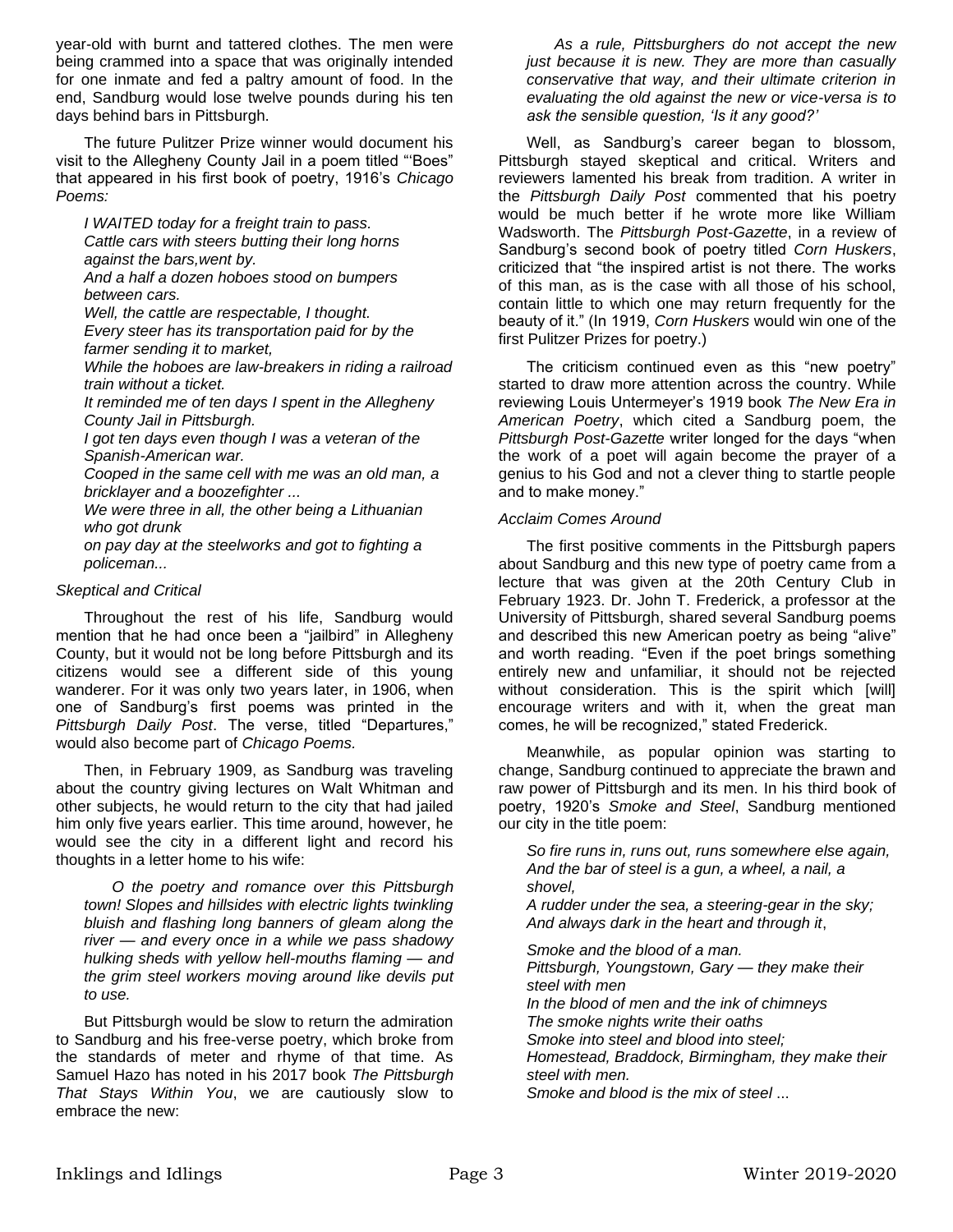year-old with burnt and tattered clothes. The men were being crammed into a space that was originally intended for one inmate and fed a paltry amount of food. In the end, Sandburg would lose twelve pounds during his ten days behind bars in Pittsburgh.

The future Pulitzer Prize winner would document his visit to the Allegheny County Jail in a poem titled "'Boes" that appeared in his first book of poetry, 1916's *Chicago Poems:*

*I WAITED today for a freight train to pass.*
*Cattle cars with steers butting their long horns against the bars,went by.*
*And a half a dozen hoboes stood on bumpers between cars.*
*Well, the cattle are respectable, I thought.*
*Every steer has its transportation paid for by the farmer sending it to market,*
*While the hoboes are law-breakers in riding a railroad train without a ticket.*
*It reminded me of ten days I spent in the Allegheny County Jail in Pittsburgh.*
*I got ten days even though I was a veteran of the Spanish-American war.*
*Cooped in the same cell with me was an old man, a bricklayer and a boozefighter ...*
*We were three in all, the other being a Lithuanian who got drunk*
*on pay day at the steelworks and got to fighting a policeman...*

*Skeptical and Critical*

Throughout the rest of his life, Sandburg would mention that he had once been a "jailbird" in Allegheny County, but it would not be long before Pittsburgh and its citizens would see a different side of this young wanderer. For it was only two years later, in 1906, when one of Sandburg's first poems was printed in the *Pittsburgh Daily Post*. The verse, titled "Departures," would also become part of *Chicago Poems.*

Then, in February 1909, as Sandburg was traveling about the country giving lectures on Walt Whitman and other subjects, he would return to the city that had jailed him only five years earlier. This time around, however, he would see the city in a different light and record his thoughts in a letter home to his wife:

> *O the poetry and romance over this Pittsburgh town! Slopes and hillsides with electric lights twinkling bluish and flashing long banners of gleam along the river — and every once in a while we pass shadowy hulking sheds with yellow hell-mouths flaming — and the grim steel workers moving around like devils put to use.*

But Pittsburgh would be slow to return the admiration to Sandburg and his free-verse poetry, which broke from the standards of meter and rhyme of that time. As Samuel Hazo has noted in his 2017 book *The Pittsburgh That Stays Within You*, we are cautiously slow to embrace the new:

> *As a rule, Pittsburghers do not accept the new just because it is new. They are more than casually conservative that way, and their ultimate criterion in evaluating the old against the new or vice-versa is to ask the sensible question, 'Is it any good?'*

Well, as Sandburg's career began to blossom, Pittsburgh stayed skeptical and critical. Writers and reviewers lamented his break from tradition. A writer in the *Pittsburgh Daily Post* commented that his poetry would be much better if he wrote more like William Wadsworth. The *Pittsburgh Post-Gazette*, in a review of Sandburg's second book of poetry titled *Corn Huskers*, criticized that "the inspired artist is not there. The works of this man, as is the case with all those of his school, contain little to which one may return frequently for the beauty of it." (In 1919, *Corn Huskers* would win one of the first Pulitzer Prizes for poetry.)

The criticism continued even as this "new poetry" started to draw more attention across the country. While reviewing Louis Untermeyer's 1919 book *The New Era in American Poetry*, which cited a Sandburg poem, the *Pittsburgh Post-Gazette* writer longed for the days "when the work of a poet will again become the prayer of a genius to his God and not a clever thing to startle people and to make money."

*Acclaim Comes Around*

The first positive comments in the Pittsburgh papers about Sandburg and this new type of poetry came from a lecture that was given at the 20th Century Club in February 1923. Dr. John T. Frederick, a professor at the University of Pittsburgh, shared several Sandburg poems and described this new American poetry as being "alive" and worth reading. "Even if the poet brings something entirely new and unfamiliar, it should not be rejected without consideration. This is the spirit which [will] encourage writers and with it, when the great man comes, he will be recognized," stated Frederick.

Meanwhile, as popular opinion was starting to change, Sandburg continued to appreciate the brawn and raw power of Pittsburgh and its men. In his third book of poetry, 1920's *Smoke and Steel*, Sandburg mentioned our city in the title poem:

*So fire runs in, runs out, runs somewhere else again,*
*And the bar of steel is a gun, a wheel, a nail, a shovel,*
*A rudder under the sea, a steering-gear in the sky;*
*And always dark in the heart and through it*,

*Smoke and the blood of a man.*
*Pittsburgh, Youngstown, Gary — they make their steel with men*
*In the blood of men and the ink of chimneys*
*The smoke nights write their oaths*
*Smoke into steel and blood into steel;*
*Homestead, Braddock, Birmingham, they make their steel with men.*
*Smoke and blood is the mix of steel ...*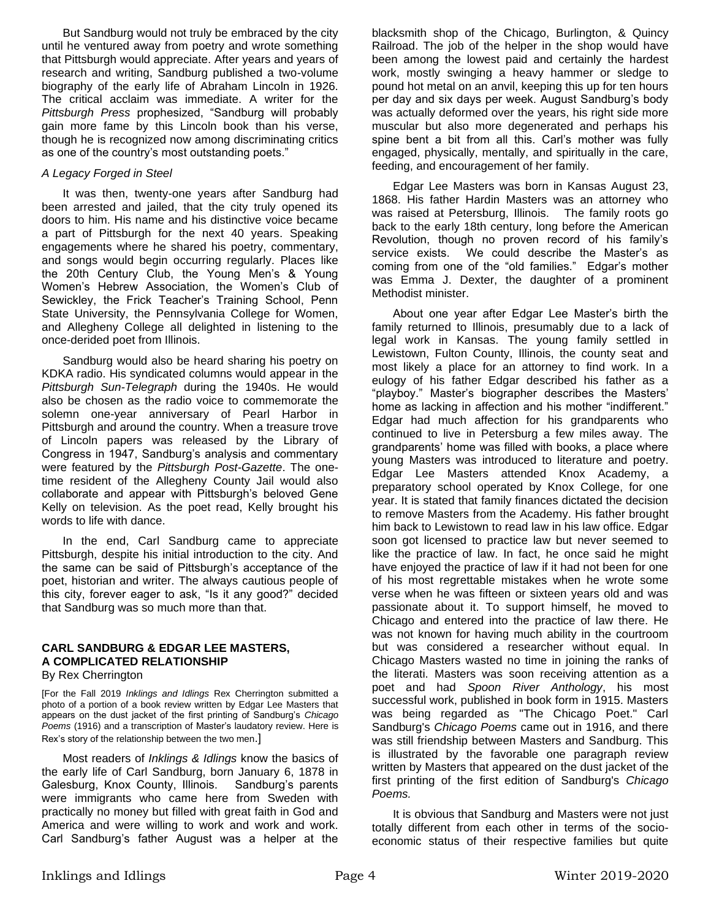But Sandburg would not truly be embraced by the city until he ventured away from poetry and wrote something that Pittsburgh would appreciate. After years and years of research and writing, Sandburg published a two-volume biography of the early life of Abraham Lincoln in 1926. The critical acclaim was immediate. A writer for the *Pittsburgh Press* prophesized, "Sandburg will probably gain more fame by this Lincoln book than his verse, though he is recognized now among discriminating critics as one of the country's most outstanding poets."

### *A Legacy Forged in Steel*

It was then, twenty-one years after Sandburg had been arrested and jailed, that the city truly opened its doors to him. His name and his distinctive voice became a part of Pittsburgh for the next 40 years. Speaking engagements where he shared his poetry, commentary, and songs would begin occurring regularly. Places like the 20th Century Club, the Young Men's & Young Women's Hebrew Association, the Women's Club of Sewickley, the Frick Teacher's Training School, Penn State University, the Pennsylvania College for Women, and Allegheny College all delighted in listening to the once-derided poet from Illinois.

Sandburg would also be heard sharing his poetry on KDKA radio. His syndicated columns would appear in the *Pittsburgh Sun-Telegraph* during the 1940s. He would also be chosen as the radio voice to commemorate the solemn one-year anniversary of Pearl Harbor in Pittsburgh and around the country. When a treasure trove of Lincoln papers was released by the Library of Congress in 1947, Sandburg's analysis and commentary were featured by the *Pittsburgh Post-Gazette*. The one-time resident of the Allegheny County Jail would also collaborate and appear with Pittsburgh's beloved Gene Kelly on television. As the poet read, Kelly brought his words to life with dance.

In the end, Carl Sandburg came to appreciate Pittsburgh, despite his initial introduction to the city. And the same can be said of Pittsburgh's acceptance of the poet, historian and writer. The always cautious people of this city, forever eager to ask, "Is it any good?" decided that Sandburg was so much more than that.

## CARL SANDBURG & EDGAR LEE MASTERS, A COMPLICATED RELATIONSHIP

By Rex Cherrington

[For the Fall 2019 *Inklings and Idlings* Rex Cherrington submitted a photo of a portion of a book review written by Edgar Lee Masters that appears on the dust jacket of the first printing of Sandburg's *Chicago Poems* (1916) and a transcription of Master's laudatory review. Here is Rex's story of the relationship between the two men.]

Most readers of *Inklings & Idlings* know the basics of the early life of Carl Sandburg, born January 6, 1878 in Galesburg, Knox County, Illinois. Sandburg's parents were immigrants who came here from Sweden with practically no money but filled with great faith in God and America and were willing to work and work and work. Carl Sandburg's father August was a helper at the blacksmith shop of the Chicago, Burlington, & Quincy Railroad. The job of the helper in the shop would have been among the lowest paid and certainly the hardest work, mostly swinging a heavy hammer or sledge to pound hot metal on an anvil, keeping this up for ten hours per day and six days per week. August Sandburg's body was actually deformed over the years, his right side more muscular but also more degenerated and perhaps his spine bent a bit from all this. Carl's mother was fully engaged, physically, mentally, and spiritually in the care, feeding, and encouragement of her family.

Edgar Lee Masters was born in Kansas August 23, 1868. His father Hardin Masters was an attorney who was raised at Petersburg, Illinois. The family roots go back to the early 18th century, long before the American Revolution, though no proven record of his family's service exists. We could describe the Master's as coming from one of the "old families." Edgar's mother was Emma J. Dexter, the daughter of a prominent Methodist minister.

About one year after Edgar Lee Master's birth the family returned to Illinois, presumably due to a lack of legal work in Kansas. The young family settled in Lewistown, Fulton County, Illinois, the county seat and most likely a place for an attorney to find work. In a eulogy of his father Edgar described his father as a "playboy." Master's biographer describes the Masters' home as lacking in affection and his mother "indifferent." Edgar had much affection for his grandparents who continued to live in Petersburg a few miles away. The grandparents' home was filled with books, a place where young Masters was introduced to literature and poetry. Edgar Lee Masters attended Knox Academy, a preparatory school operated by Knox College, for one year. It is stated that family finances dictated the decision to remove Masters from the Academy. His father brought him back to Lewistown to read law in his law office. Edgar soon got licensed to practice law but never seemed to like the practice of law. In fact, he once said he might have enjoyed the practice of law if it had not been for one of his most regrettable mistakes when he wrote some verse when he was fifteen or sixteen years old and was passionate about it. To support himself, he moved to Chicago and entered into the practice of law there. He was not known for having much ability in the courtroom but was considered a researcher without equal. In Chicago Masters wasted no time in joining the ranks of the literati. Masters was soon receiving attention as a poet and had *Spoon River Anthology*, his most successful work, published in book form in 1915. Masters was being regarded as "The Chicago Poet." Carl Sandburg's *Chicago Poems* came out in 1916, and there was still friendship between Masters and Sandburg. This is illustrated by the favorable one paragraph review written by Masters that appeared on the dust jacket of the first printing of the first edition of Sandburg's *Chicago Poems.*

It is obvious that Sandburg and Masters were not just totally different from each other in terms of the socio-economic status of their respective families but quite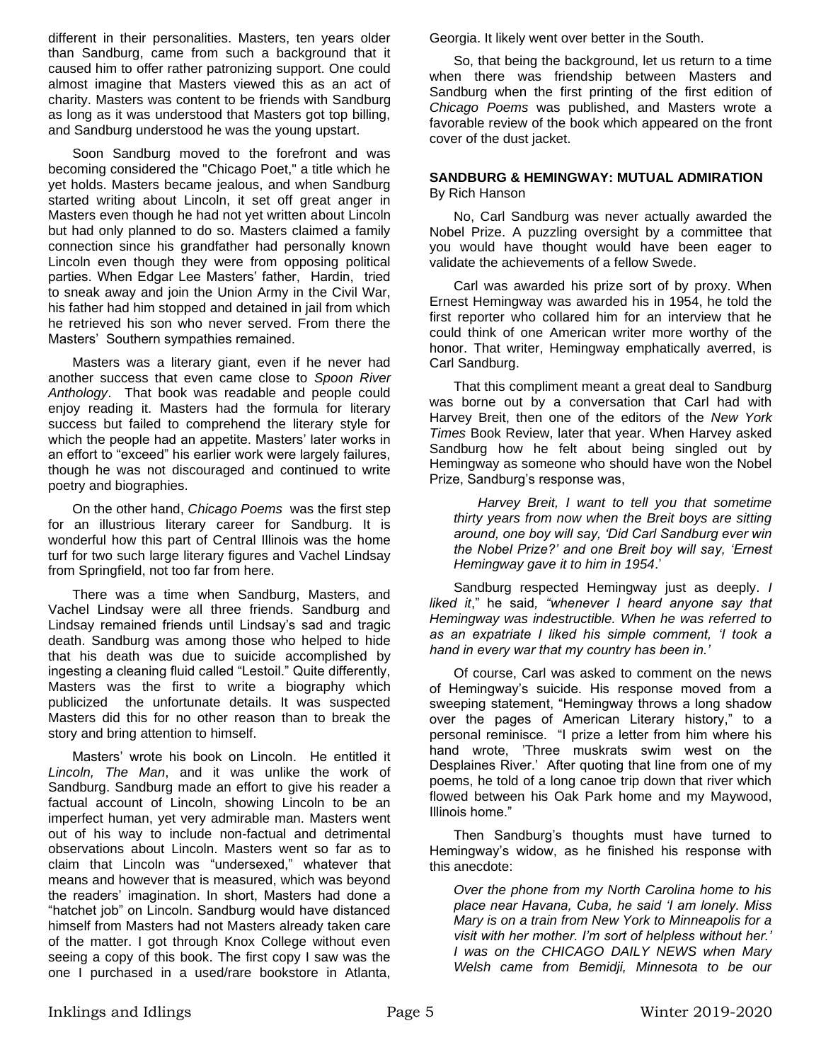different in their personalities. Masters, ten years older than Sandburg, came from such a background that it caused him to offer rather patronizing support. One could almost imagine that Masters viewed this as an act of charity. Masters was content to be friends with Sandburg as long as it was understood that Masters got top billing, and Sandburg understood he was the young upstart.

Soon Sandburg moved to the forefront and was becoming considered the "Chicago Poet," a title which he yet holds. Masters became jealous, and when Sandburg started writing about Lincoln, it set off great anger in Masters even though he had not yet written about Lincoln but had only planned to do so. Masters claimed a family connection since his grandfather had personally known Lincoln even though they were from opposing political parties. When Edgar Lee Masters' father, Hardin, tried to sneak away and join the Union Army in the Civil War, his father had him stopped and detained in jail from which he retrieved his son who never served. From there the Masters' Southern sympathies remained.

Masters was a literary giant, even if he never had another success that even came close to *Spoon River Anthology*. That book was readable and people could enjoy reading it. Masters had the formula for literary success but failed to comprehend the literary style for which the people had an appetite. Masters' later works in an effort to "exceed" his earlier work were largely failures, though he was not discouraged and continued to write poetry and biographies.

On the other hand, *Chicago Poems* was the first step for an illustrious literary career for Sandburg. It is wonderful how this part of Central Illinois was the home turf for two such large literary figures and Vachel Lindsay from Springfield, not too far from here.

There was a time when Sandburg, Masters, and Vachel Lindsay were all three friends. Sandburg and Lindsay remained friends until Lindsay's sad and tragic death. Sandburg was among those who helped to hide that his death was due to suicide accomplished by ingesting a cleaning fluid called "Lestoil." Quite differently, Masters was the first to write a biography which publicized the unfortunate details. It was suspected Masters did this for no other reason than to break the story and bring attention to himself.

Masters' wrote his book on Lincoln. He entitled it *Lincoln, The Man*, and it was unlike the work of Sandburg. Sandburg made an effort to give his reader a factual account of Lincoln, showing Lincoln to be an imperfect human, yet very admirable man. Masters went out of his way to include non-factual and detrimental observations about Lincoln. Masters went so far as to claim that Lincoln was "undersexed," whatever that means and however that is measured, which was beyond the readers' imagination. In short, Masters had done a "hatchet job" on Lincoln. Sandburg would have distanced himself from Masters had not Masters already taken care of the matter. I got through Knox College without even seeing a copy of this book. The first copy I saw was the one I purchased in a used/rare bookstore in Atlanta, Georgia. It likely went over better in the South.

So, that being the background, let us return to a time when there was friendship between Masters and Sandburg when the first printing of the first edition of *Chicago Poems* was published, and Masters wrote a favorable review of the book which appeared on the front cover of the dust jacket.

## SANDBURG & HEMINGWAY: MUTUAL ADMIRATION

By Rich Hanson

No, Carl Sandburg was never actually awarded the Nobel Prize. A puzzling oversight by a committee that you would have thought would have been eager to validate the achievements of a fellow Swede.

Carl was awarded his prize sort of by proxy. When Ernest Hemingway was awarded his in 1954, he told the first reporter who collared him for an interview that he could think of one American writer more worthy of the honor. That writer, Hemingway emphatically averred, is Carl Sandburg.

That this compliment meant a great deal to Sandburg was borne out by a conversation that Carl had with Harvey Breit, then one of the editors of the *New York Times* Book Review, later that year. When Harvey asked Sandburg how he felt about being singled out by Hemingway as someone who should have won the Nobel Prize, Sandburg's response was,

> *Harvey Breit, I want to tell you that sometime thirty years from now when the Breit boys are sitting around, one boy will say, 'Did Carl Sandburg ever win the Nobel Prize?' and one Breit boy will say, 'Ernest Hemingway gave it to him in 1954*.'

Sandburg respected Hemingway just as deeply. *I liked it*," he said, *"whenever I heard anyone say that Hemingway was indestructible. When he was referred to as an expatriate I liked his simple comment, 'I took a hand in every war that my country has been in.'*

Of course, Carl was asked to comment on the news of Hemingway's suicide. His response moved from a sweeping statement, "Hemingway throws a long shadow over the pages of American Literary history," to a personal reminisce. "I prize a letter from him where his hand wrote, 'Three muskrats swim west on the Desplaines River.' After quoting that line from one of my poems, he told of a long canoe trip down that river which flowed between his Oak Park home and my Maywood, Illinois home."

Then Sandburg's thoughts must have turned to Hemingway's widow, as he finished his response with this anecdote:

> *Over the phone from my North Carolina home to his place near Havana, Cuba, he said 'I am lonely. Miss Mary is on a train from New York to Minneapolis for a visit with her mother. I'm sort of helpless without her.' I was on the CHICAGO DAILY NEWS when Mary Welsh came from Bemidji, Minnesota to be our*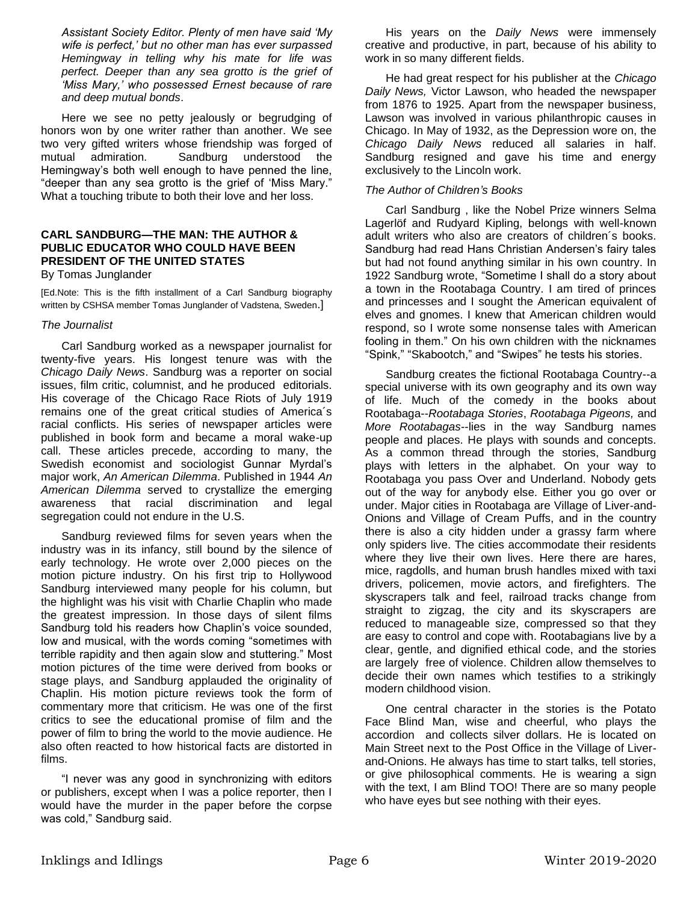*Assistant Society Editor. Plenty of men have said 'My wife is perfect,' but no other man has ever surpassed Hemingway in telling why his mate for life was perfect. Deeper than any sea grotto is the grief of 'Miss Mary,' who possessed Ernest because of rare and deep mutual bonds*.

Here we see no petty jealously or begrudging of honors won by one writer rather than another. We see two very gifted writers whose friendship was forged of mutual admiration. Sandburg understood the Hemingway's both well enough to have penned the line, "deeper than any sea grotto is the grief of 'Miss Mary." What a touching tribute to both their love and her loss.

**CARL SANDBURG—THE MAN: THE AUTHOR & PUBLIC EDUCATOR WHO COULD HAVE BEEN PRESIDENT OF THE UNITED STATES**
By Tomas Junglander

[Ed.Note: This is the fifth installment of a Carl Sandburg biography written by CSHSA member Tomas Junglander of Vadstena, Sweden.]

*The Journalist*

Carl Sandburg worked as a newspaper journalist for twenty-five years. His longest tenure was with the *Chicago Daily News*. Sandburg was a reporter on social issues, film critic, columnist, and he produced editorials. His coverage of the Chicago Race Riots of July 1919 remains one of the great critical studies of America´s racial conflicts. His series of newspaper articles were published in book form and became a moral wake-up call. These articles precede, according to many, the Swedish economist and sociologist Gunnar Myrdal's major work, *An American Dilemma*. Published in 1944 *An American Dilemma* served to crystallize the emerging awareness that racial discrimination and legal segregation could not endure in the U.S.

Sandburg reviewed films for seven years when the industry was in its infancy, still bound by the silence of early technology. He wrote over 2,000 pieces on the motion picture industry. On his first trip to Hollywood Sandburg interviewed many people for his column, but the highlight was his visit with Charlie Chaplin who made the greatest impression. In those days of silent films Sandburg told his readers how Chaplin's voice sounded, low and musical, with the words coming "sometimes with terrible rapidity and then again slow and stuttering." Most motion pictures of the time were derived from books or stage plays, and Sandburg applauded the originality of Chaplin. His motion picture reviews took the form of commentary more that criticism. He was one of the first critics to see the educational promise of film and the power of film to bring the world to the movie audience. He also often reacted to how historical facts are distorted in films.

"I never was any good in synchronizing with editors or publishers, except when I was a police reporter, then I would have the murder in the paper before the corpse was cold," Sandburg said.

His years on the *Daily News* were immensely creative and productive, in part, because of his ability to work in so many different fields.

He had great respect for his publisher at the *Chicago Daily News,* Victor Lawson, who headed the newspaper from 1876 to 1925. Apart from the newspaper business, Lawson was involved in various philanthropic causes in Chicago. In May of 1932, as the Depression wore on, the *Chicago Daily News* reduced all salaries in half. Sandburg resigned and gave his time and energy exclusively to the Lincoln work.

*The Author of Children's Books*

Carl Sandburg , like the Nobel Prize winners Selma Lagerlöf and Rudyard Kipling, belongs with well-known adult writers who also are creators of children´s books. Sandburg had read Hans Christian Andersen's fairy tales but had not found anything similar in his own country. In 1922 Sandburg wrote, "Sometime I shall do a story about a town in the Rootabaga Country. I am tired of princes and princesses and I sought the American equivalent of elves and gnomes. I knew that American children would respond, so I wrote some nonsense tales with American fooling in them." On his own children with the nicknames "Spink," "Skabootch," and "Swipes" he tests his stories.

Sandburg creates the fictional Rootabaga Country--a special universe with its own geography and its own way of life. Much of the comedy in the books about Rootabaga--*Rootabaga Stories*, *Rootabaga Pigeons,* and *More Rootabagas*--lies in the way Sandburg names people and places. He plays with sounds and concepts. As a common thread through the stories, Sandburg plays with letters in the alphabet. On your way to Rootabaga you pass Over and Underland. Nobody gets out of the way for anybody else. Either you go over or under. Major cities in Rootabaga are Village of Liver-and-Onions and Village of Cream Puffs, and in the country there is also a city hidden under a grassy farm where only spiders live. The cities accommodate their residents where they live their own lives. Here there are hares, mice, ragdolls, and human brush handles mixed with taxi drivers, policemen, movie actors, and firefighters. The skyscrapers talk and feel, railroad tracks change from straight to zigzag, the city and its skyscrapers are reduced to manageable size, compressed so that they are easy to control and cope with. Rootabagians live by a clear, gentle, and dignified ethical code, and the stories are largely free of violence. Children allow themselves to decide their own names which testifies to a strikingly modern childhood vision.

One central character in the stories is the Potato Face Blind Man, wise and cheerful, who plays the accordion and collects silver dollars. He is located on Main Street next to the Post Office in the Village of Liver-and-Onions. He always has time to start talks, tell stories, or give philosophical comments. He is wearing a sign with the text, I am Blind TOO! There are so many people who have eyes but see nothing with their eyes.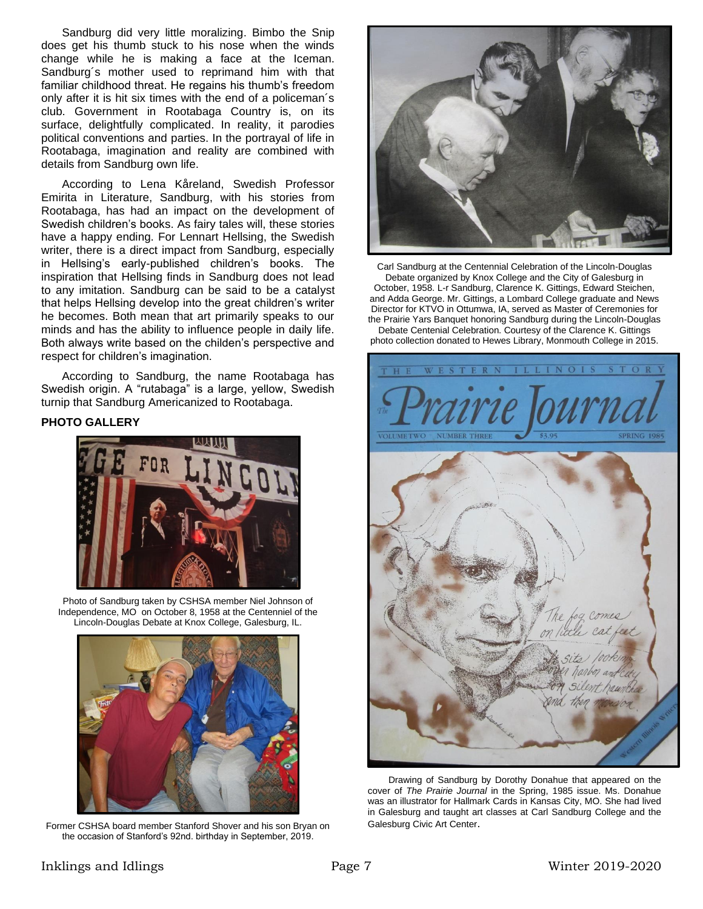Sandburg did very little moralizing. Bimbo the Snip does get his thumb stuck to his nose when the winds change while he is making a face at the Iceman. Sandburg´s mother used to reprimand him with that familiar childhood threat. He regains his thumb's freedom only after it is hit six times with the end of a policeman´s club. Government in Rootabaga Country is, on its surface, delightfully complicated. In reality, it parodies political conventions and parties. In the portrayal of life in Rootabaga, imagination and reality are combined with details from Sandburg own life.

According to Lena Kåreland, Swedish Professor Emirita in Literature, Sandburg, with his stories from Rootabaga, has had an impact on the development of Swedish children's books. As fairy tales will, these stories have a happy ending. For Lennart Hellsing, the Swedish writer, there is a direct impact from Sandburg, especially in Hellsing's early-published children's books. The inspiration that Hellsing finds in Sandburg does not lead to any imitation. Sandburg can be said to be a catalyst that helps Hellsing develop into the great children's writer he becomes. Both mean that art primarily speaks to our minds and has the ability to influence people in daily life. Both always write based on the childen's perspective and respect for children's imagination.

According to Sandburg, the name Rootabaga has Swedish origin. A "rutabaga" is a large, yellow, Swedish turnip that Sandburg Americanized to Rootabaga.

**PHOTO GALLERY**

Photo of Sandburg taken by CSHSA member Niel Johnson of Independence, MO on October 8, 1958 at the Centenniel of the Lincoln-Douglas Debate at Knox College, Galesburg, IL.

Former CSHSA board member Stanford Shover and his son Bryan on the occasion of Stanford's 92nd. birthday in September, 2019.

Carl Sandburg at the Centennial Celebration of the Lincoln-Douglas Debate organized by Knox College and the City of Galesburg in October, 1958. L-r Sandburg, Clarence K. Gittings, Edward Steichen, and Adda George. Mr. Gittings, a Lombard College graduate and News Director for KTVO in Ottumwa, IA, served as Master of Ceremonies for the Prairie Yars Banquet honoring Sandburg during the Lincoln-Douglas Debate Centenial Celebration. Courtesy of the Clarence K. Gittings photo collection donated to Hewes Library, Monmouth College in 2015.

Drawing of Sandburg by Dorothy Donahue that appeared on the cover of *The Prairie Journal* in the Spring, 1985 issue. Ms. Donahue was an illustrator for Hallmark Cards in Kansas City, MO. She had lived in Galesburg and taught art classes at Carl Sandburg College and the Galesburg Civic Art Center.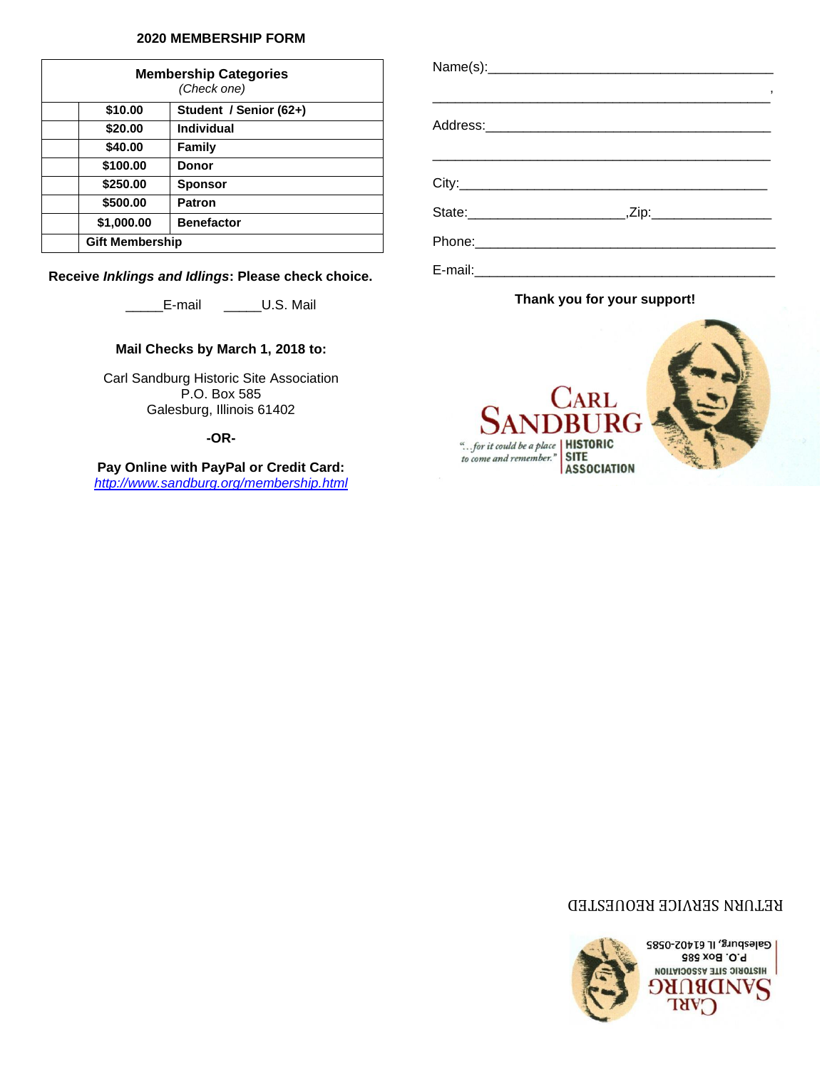## 2020 MEMBERSHIP FORM

| Membership Categories *(Check one)* | | |
|---|---|---|
| | **$10.00** | **Student / Senior (62+)** |
| | **$20.00** | **Individual** |
| | **$40.00** | **Family** |
| | **$100.00** | **Donor** |
| | **$250.00** | **Sponsor** |
| | **$500.00** | **Patron** |
| | **$1,000.00** | **Benefactor** |
| | **Gift Membership** | |

**Receive *Inklings and Idlings*: Please check choice.**

_____E-mail _____U.S. Mail

**Mail Checks by March 1, 2018 to:**

Carl Sandburg Historic Site Association
P.O. Box 585
Galesburg, Illinois 61402

**-OR-**

**Pay Online with PayPal or Credit Card:**
http://www.sandburg.org/membership.html

Name(s):_______________________________________

_______________________________________________,

Address:_______________________________________

_______________________________________________

City:__________________________________________

State:____________________,Zip:________________

Phone:_________________________________________

E-mail:________________________________________

**Thank you for your support!**

CARL SANDBURG
"...for it could be a place to come and remember."
HISTORIC SITE ASSOCIATION

RETURN SERVICE REQUESTED

CARL SANDBURG
HISTORIC SITE ASSOCIATION
P.O. Box 585
Galesburg, IL 61402-0585